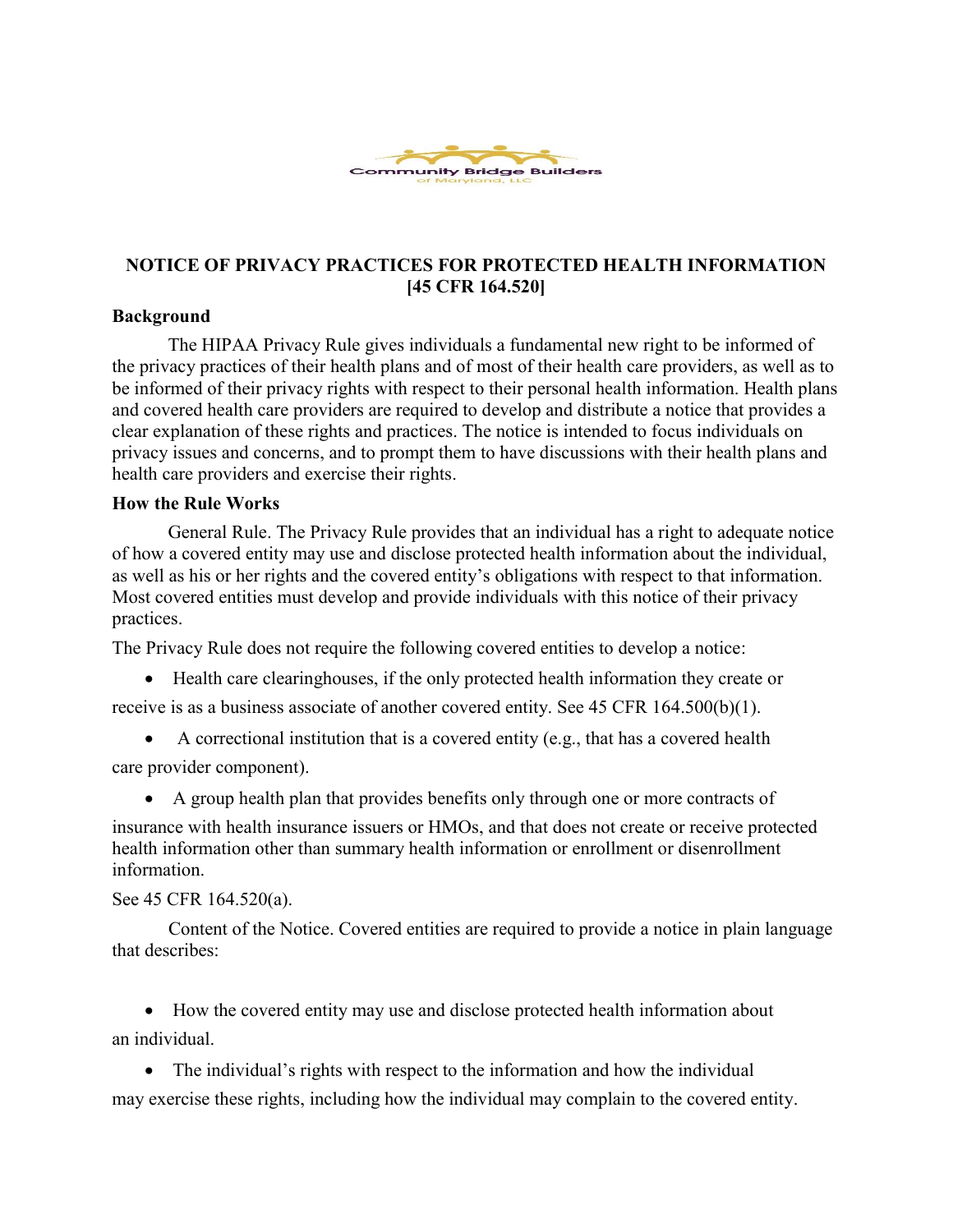Community Bridge Builders of Maryland, LLC

# NOTICE OF PRIVACY PRACTICES FOR PROTECTED HEALTH INFORMATION [45 CFR 164.520]

**Background**

The HIPAA Privacy Rule gives individuals a fundamental new right to be informed of the privacy practices of their health plans and of most of their health care providers, as well as to be informed of their privacy rights with respect to their personal health information. Health plans and covered health care providers are required to develop and distribute a notice that provides a clear explanation of these rights and practices. The notice is intended to focus individuals on privacy issues and concerns, and to prompt them to have discussions with their health plans and health care providers and exercise their rights.

**How the Rule Works**

General Rule. The Privacy Rule provides that an individual has a right to adequate notice of how a covered entity may use and disclose protected health information about the individual, as well as his or her rights and the covered entity's obligations with respect to that information. Most covered entities must develop and provide individuals with this notice of their privacy practices.

The Privacy Rule does not require the following covered entities to develop a notice:

- Health care clearinghouses, if the only protected health information they create or receive is as a business associate of another covered entity. See 45 CFR 164.500(b)(1).
- A correctional institution that is a covered entity (e.g., that has a covered health care provider component).
- A group health plan that provides benefits only through one or more contracts of insurance with health insurance issuers or HMOs, and that does not create or receive protected health information other than summary health information or enrollment or disenrollment information.

See 45 CFR 164.520(a).

Content of the Notice. Covered entities are required to provide a notice in plain language that describes:

- How the covered entity may use and disclose protected health information about an individual.
- The individual's rights with respect to the information and how the individual may exercise these rights, including how the individual may complain to the covered entity.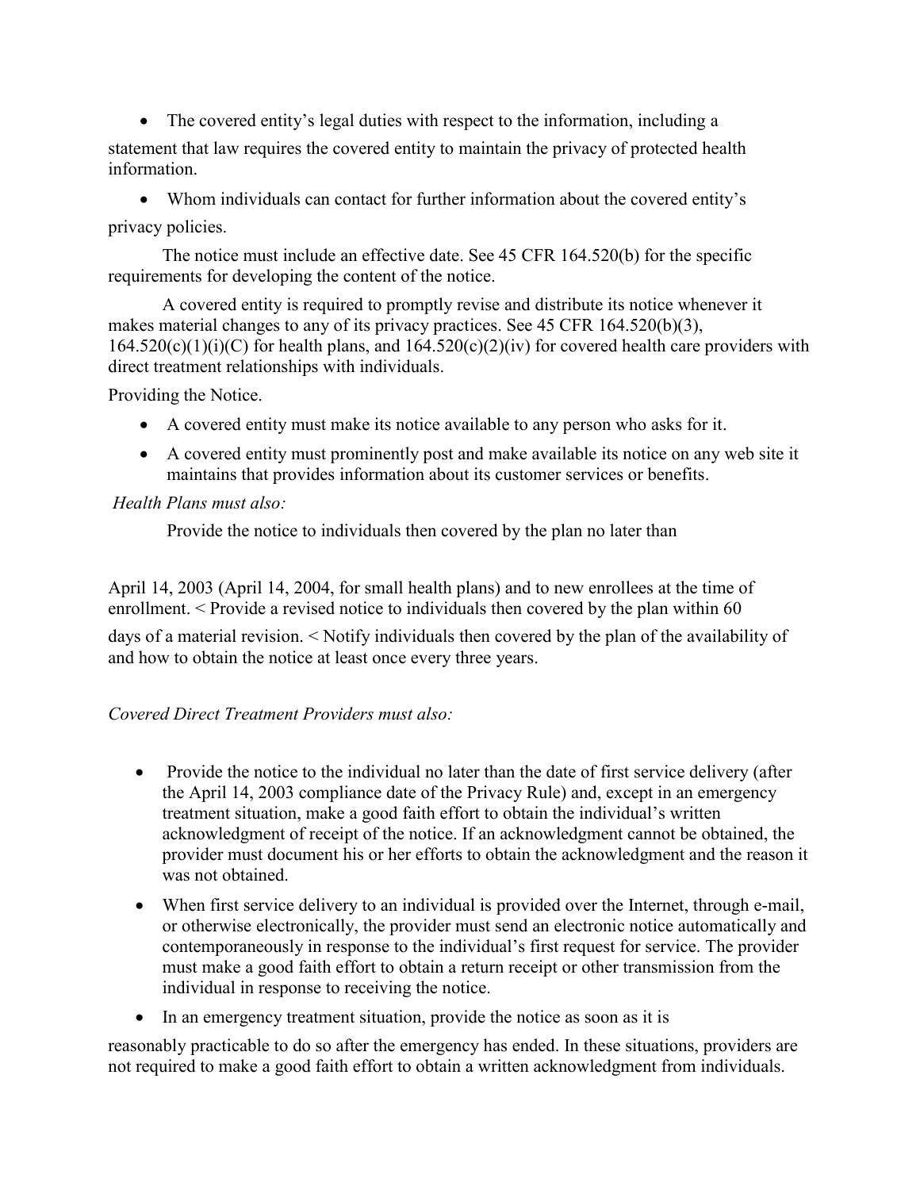- The covered entity's legal duties with respect to the information, including a statement that law requires the covered entity to maintain the privacy of protected health information.
- Whom individuals can contact for further information about the covered entity's privacy policies.

The notice must include an effective date. See 45 CFR 164.520(b) for the specific requirements for developing the content of the notice.

A covered entity is required to promptly revise and distribute its notice whenever it makes material changes to any of its privacy practices. See 45 CFR 164.520(b)(3), 164.520(c)(1)(i)(C) for health plans, and 164.520(c)(2)(iv) for covered health care providers with direct treatment relationships with individuals.

Providing the Notice.

- A covered entity must make its notice available to any person who asks for it.
- A covered entity must prominently post and make available its notice on any web site it maintains that provides information about its customer services or benefits.

*Health Plans must also:*

Provide the notice to individuals then covered by the plan no later than April 14, 2003 (April 14, 2004, for small health plans) and to new enrollees at the time of enrollment. < Provide a revised notice to individuals then covered by the plan within 60 days of a material revision. < Notify individuals then covered by the plan of the availability of and how to obtain the notice at least once every three years.

*Covered Direct Treatment Providers must also:*

- Provide the notice to the individual no later than the date of first service delivery (after the April 14, 2003 compliance date of the Privacy Rule) and, except in an emergency treatment situation, make a good faith effort to obtain the individual's written acknowledgment of receipt of the notice. If an acknowledgment cannot be obtained, the provider must document his or her efforts to obtain the acknowledgment and the reason it was not obtained.
- When first service delivery to an individual is provided over the Internet, through e-mail, or otherwise electronically, the provider must send an electronic notice automatically and contemporaneously in response to the individual's first request for service. The provider must make a good faith effort to obtain a return receipt or other transmission from the individual in response to receiving the notice.
- In an emergency treatment situation, provide the notice as soon as it is reasonably practicable to do so after the emergency has ended. In these situations, providers are not required to make a good faith effort to obtain a written acknowledgment from individuals.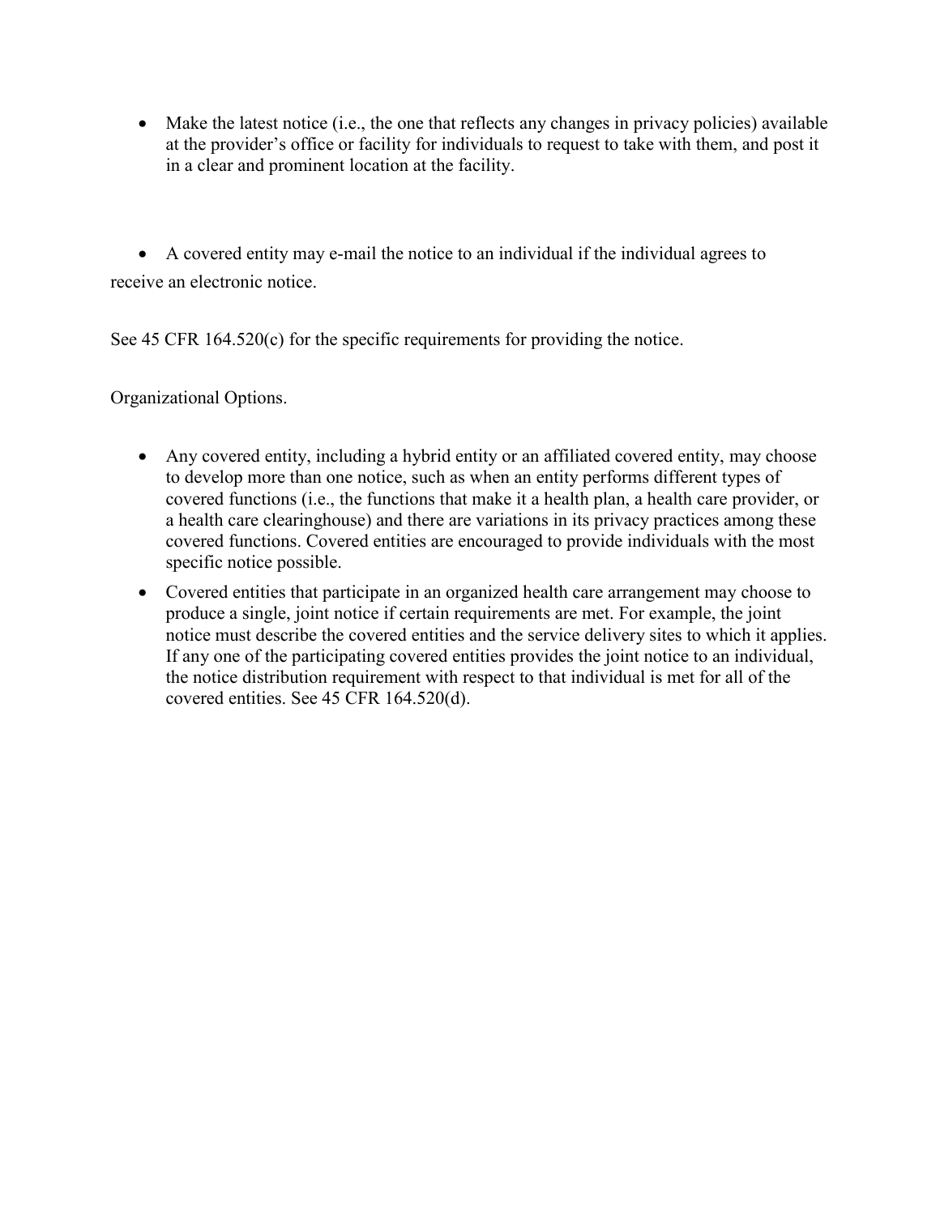- Make the latest notice (i.e., the one that reflects any changes in privacy policies) available at the provider's office or facility for individuals to request to take with them, and post it in a clear and prominent location at the facility.

- A covered entity may e-mail the notice to an individual if the individual agrees to receive an electronic notice.

See 45 CFR 164.520(c) for the specific requirements for providing the notice.

Organizational Options.

- Any covered entity, including a hybrid entity or an affiliated covered entity, may choose to develop more than one notice, such as when an entity performs different types of covered functions (i.e., the functions that make it a health plan, a health care provider, or a health care clearinghouse) and there are variations in its privacy practices among these covered functions. Covered entities are encouraged to provide individuals with the most specific notice possible.
- Covered entities that participate in an organized health care arrangement may choose to produce a single, joint notice if certain requirements are met. For example, the joint notice must describe the covered entities and the service delivery sites to which it applies. If any one of the participating covered entities provides the joint notice to an individual, the notice distribution requirement with respect to that individual is met for all of the covered entities. See 45 CFR 164.520(d).